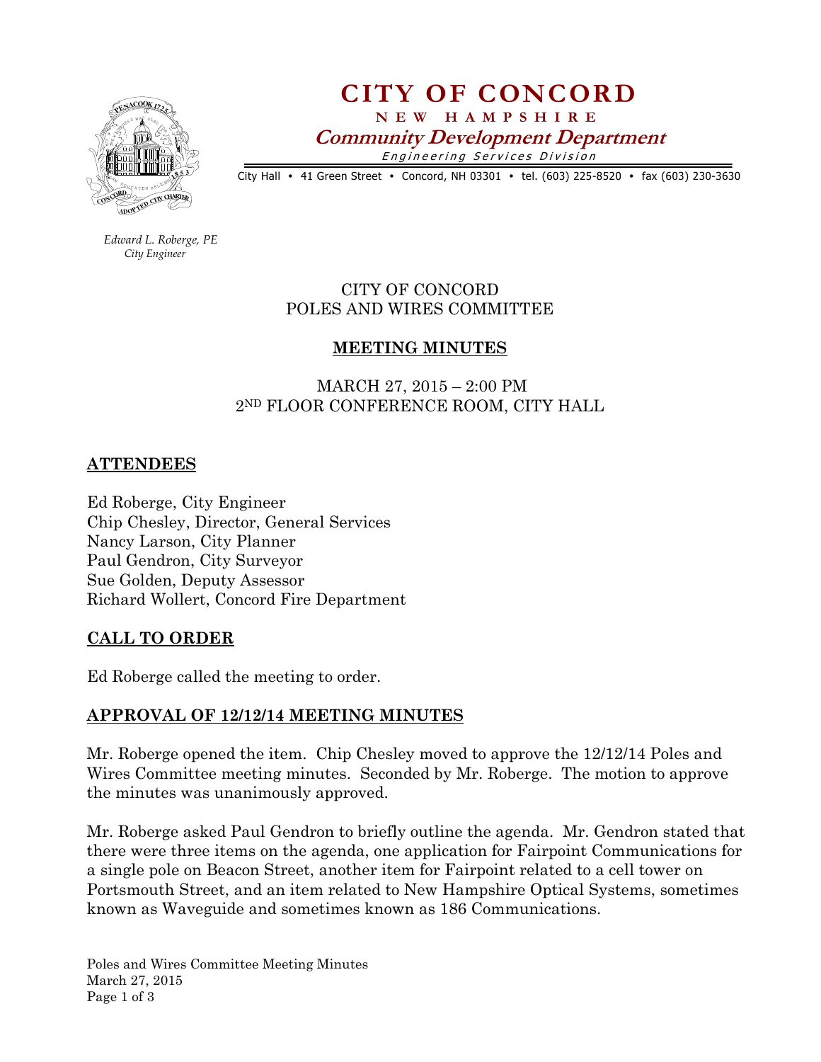# CITY OF CONCORD

**NEW HAMPSHIRE**

***Community Development Department***

*Engineering Services Division*

City Hall • 41 Green Street • Concord, NH 03301 • tel. (603) 225-8520 • fax (603) 230-3630

*Edward L. Roberge, PE*
*City Engineer*

CITY OF CONCORD
POLES AND WIRES COMMITTEE

## MEETING MINUTES

MARCH 27, 2015 – 2:00 PM
2ND FLOOR CONFERENCE ROOM, CITY HALL

## ATTENDEES

Ed Roberge, City Engineer
Chip Chesley, Director, General Services
Nancy Larson, City Planner
Paul Gendron, City Surveyor
Sue Golden, Deputy Assessor
Richard Wollert, Concord Fire Department

## CALL TO ORDER

Ed Roberge called the meeting to order.

## APPROVAL OF 12/12/14 MEETING MINUTES

Mr. Roberge opened the item. Chip Chesley moved to approve the 12/12/14 Poles and Wires Committee meeting minutes. Seconded by Mr. Roberge. The motion to approve the minutes was unanimously approved.

Mr. Roberge asked Paul Gendron to briefly outline the agenda. Mr. Gendron stated that there were three items on the agenda, one application for Fairpoint Communications for a single pole on Beacon Street, another item for Fairpoint related to a cell tower on Portsmouth Street, and an item related to New Hampshire Optical Systems, sometimes known as Waveguide and sometimes known as 186 Communications.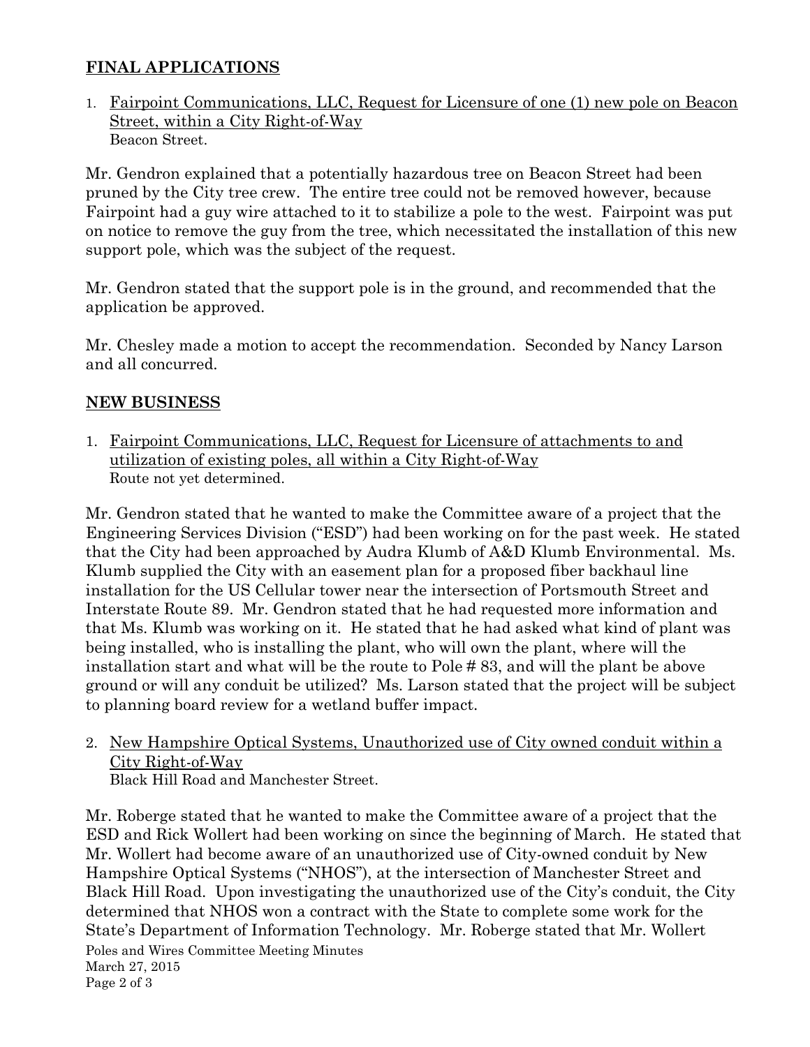## FINAL APPLICATIONS

1. Fairpoint Communications, LLC, Request for Licensure of one (1) new pole on Beacon Street, within a City Right-of-Way
   Beacon Street.

Mr. Gendron explained that a potentially hazardous tree on Beacon Street had been pruned by the City tree crew. The entire tree could not be removed however, because Fairpoint had a guy wire attached to it to stabilize a pole to the west. Fairpoint was put on notice to remove the guy from the tree, which necessitated the installation of this new support pole, which was the subject of the request.

Mr. Gendron stated that the support pole is in the ground, and recommended that the application be approved.

Mr. Chesley made a motion to accept the recommendation. Seconded by Nancy Larson and all concurred.

## NEW BUSINESS

1. Fairpoint Communications, LLC, Request for Licensure of attachments to and utilization of existing poles, all within a City Right-of-Way
   Route not yet determined.

Mr. Gendron stated that he wanted to make the Committee aware of a project that the Engineering Services Division ("ESD") had been working on for the past week. He stated that the City had been approached by Audra Klumb of A&D Klumb Environmental. Ms. Klumb supplied the City with an easement plan for a proposed fiber backhaul line installation for the US Cellular tower near the intersection of Portsmouth Street and Interstate Route 89. Mr. Gendron stated that he had requested more information and that Ms. Klumb was working on it. He stated that he had asked what kind of plant was being installed, who is installing the plant, who will own the plant, where will the installation start and what will be the route to Pole # 83, and will the plant be above ground or will any conduit be utilized? Ms. Larson stated that the project will be subject to planning board review for a wetland buffer impact.

2. New Hampshire Optical Systems, Unauthorized use of City owned conduit within a City Right-of-Way
   Black Hill Road and Manchester Street.

Mr. Roberge stated that he wanted to make the Committee aware of a project that the ESD and Rick Wollert had been working on since the beginning of March. He stated that Mr. Wollert had become aware of an unauthorized use of City-owned conduit by New Hampshire Optical Systems ("NHOS"), at the intersection of Manchester Street and Black Hill Road. Upon investigating the unauthorized use of the City's conduit, the City determined that NHOS won a contract with the State to complete some work for the State's Department of Information Technology. Mr. Roberge stated that Mr. Wollert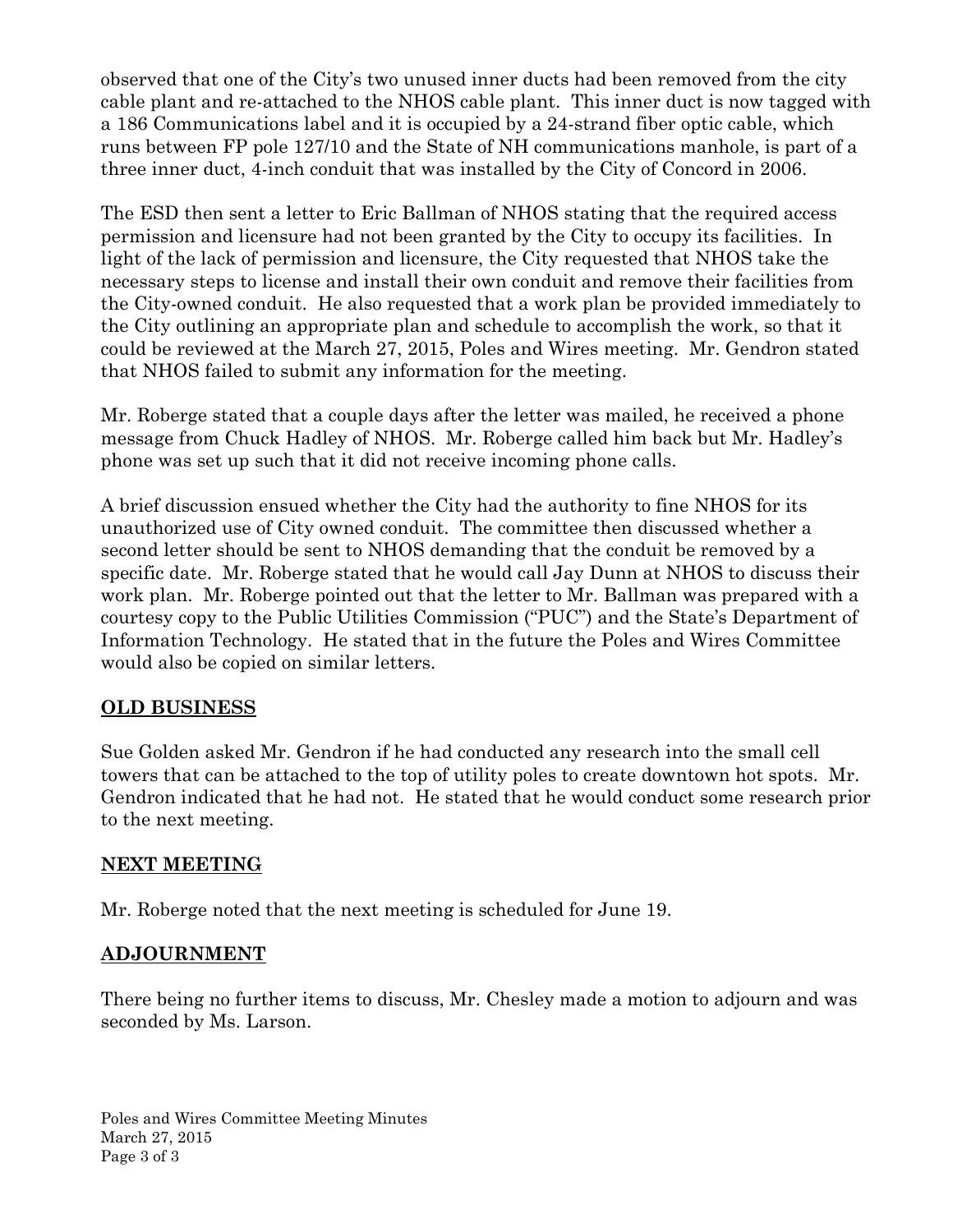observed that one of the City's two unused inner ducts had been removed from the city cable plant and re-attached to the NHOS cable plant. This inner duct is now tagged with a 186 Communications label and it is occupied by a 24-strand fiber optic cable, which runs between FP pole 127/10 and the State of NH communications manhole, is part of a three inner duct, 4-inch conduit that was installed by the City of Concord in 2006.

The ESD then sent a letter to Eric Ballman of NHOS stating that the required access permission and licensure had not been granted by the City to occupy its facilities. In light of the lack of permission and licensure, the City requested that NHOS take the necessary steps to license and install their own conduit and remove their facilities from the City-owned conduit. He also requested that a work plan be provided immediately to the City outlining an appropriate plan and schedule to accomplish the work, so that it could be reviewed at the March 27, 2015, Poles and Wires meeting. Mr. Gendron stated that NHOS failed to submit any information for the meeting.

Mr. Roberge stated that a couple days after the letter was mailed, he received a phone message from Chuck Hadley of NHOS. Mr. Roberge called him back but Mr. Hadley's phone was set up such that it did not receive incoming phone calls.

A brief discussion ensued whether the City had the authority to fine NHOS for its unauthorized use of City owned conduit. The committee then discussed whether a second letter should be sent to NHOS demanding that the conduit be removed by a specific date. Mr. Roberge stated that he would call Jay Dunn at NHOS to discuss their work plan. Mr. Roberge pointed out that the letter to Mr. Ballman was prepared with a courtesy copy to the Public Utilities Commission ("PUC") and the State's Department of Information Technology. He stated that in the future the Poles and Wires Committee would also be copied on similar letters.

## OLD BUSINESS

Sue Golden asked Mr. Gendron if he had conducted any research into the small cell towers that can be attached to the top of utility poles to create downtown hot spots. Mr. Gendron indicated that he had not. He stated that he would conduct some research prior to the next meeting.

## NEXT MEETING

Mr. Roberge noted that the next meeting is scheduled for June 19.

## ADJOURNMENT

There being no further items to discuss, Mr. Chesley made a motion to adjourn and was seconded by Ms. Larson.